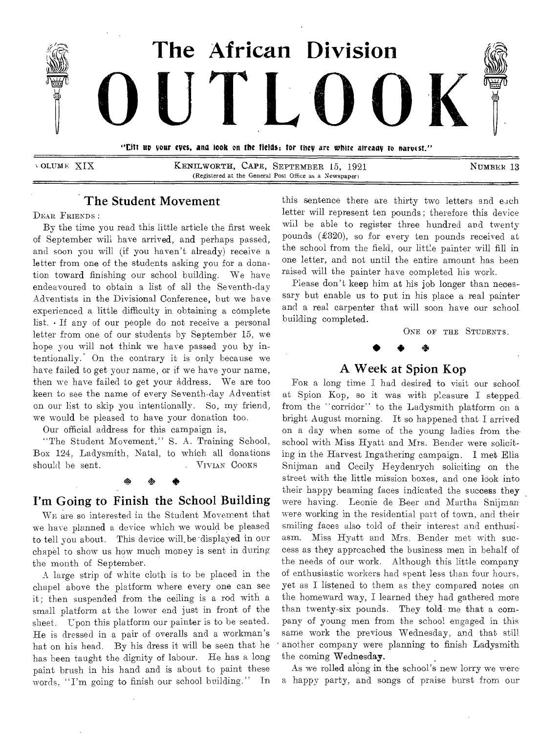# The African Division OUTLOOK

"Lift up your eyes, and look on the fields; for they are white already to harvest."

VOLUME XIX — KENILWORTH, CAPE, SEPTEMBER 15, 1921 — NUMBER 13

(Registered at the General Post Office as a Newspaper)

## The Student Movement

DEAR FRIENDS:

By the time you read this little article the first week of September will have arrived, and perhaps passed, and soon you will (if you haven't already) receive a letter from one of the students asking you for a donation toward finishing our school building. We have endeavoured to obtain a list of all the Seventh-day Adventists in the Divisional Conference, but we have experienced a little difficulty in obtaining a complete list. If any of our people do not receive a personal letter from one of our students by September 15, we hope you will not think we have passed you by intentionally. On the contrary it is only because we have failed to get your name, or if we have your name, then we have failed to get your address. We are too keen to see the name of every Seventh-day Adventist on our list to skip you intentionally. So, my friend, we would be pleased to have your donation too.

Our official address for this campaign is,

"The Student Movement," S. A. Training School, Box 124, Ladysmith, Natal, to which all donations should be sent.

VIVIAN COOKS

## I'm Going to Finish the School Building

WE are so interested in the Student Movement that we have planned a device which we would be pleased to tell you about. This device will be displayed in our chapel to show us how much money is sent in during the month of September.

A large strip of white cloth is to be placed in the chapel above the platform where every one can see it; then suspended from the ceiling is a rod with a small platform at the lower end just in front of the sheet. Upon this platform our painter is to be seated. He is dressed in a pair of overalls and a workman's hat on his head. By his dress it will be seen that he has been taught the dignity of labour. He has a long paint brush in his hand and is about to paint these words, "I'm going to finish our school building." In this sentence there are thirty two letters and each letter will represent ten pounds; therefore this device will be able to register three hundred and twenty pounds (£320), so for every ten pounds received at the school from the field, our little painter will fill in one letter, and not until the entire amount has been raised will the painter have completed his work.

Please don't keep him at his job longer than necessary but enable us to put in his place a real painter and a real carpenter that will soon have our school building completed.

ONE OF THE STUDENTS.

## A Week at Spion Kop

FOR a long time I had desired to visit our school at Spion Kop, so it was with pleasure I stepped from the "corridor" to the Ladysmith platform on a bright August morning. It so happened that I arrived on a day when some of the young ladies from the school with Miss Hyatt and Mrs. Bender were soliciting in the Harvest Ingathering campaign. I met Ella Snijman and Cecily Heydenrych soliciting on the street with the little mission boxes, and one look into their happy beaming faces indicated the success they were having. Leonie de Beer and Martha Snijman were working in the residential part of town, and their smiling faces also told of their interest and enthusiasm. Miss Hyatt and Mrs. Bender met with success as they approached the business men in behalf of the needs of our work. Although this little company of enthusiastic workers had spent less than four hours, yet as I listened to them as they compared notes on the homeward way, I learned they had gathered more than twenty-six pounds. They told me that a company of young men from the school engaged in this same work the previous Wednesday, and that still another company were planning to finish Ladysmith the coming Wednesday.

As we rolled along in the school's new lorry we were a happy party, and songs of praise burst from our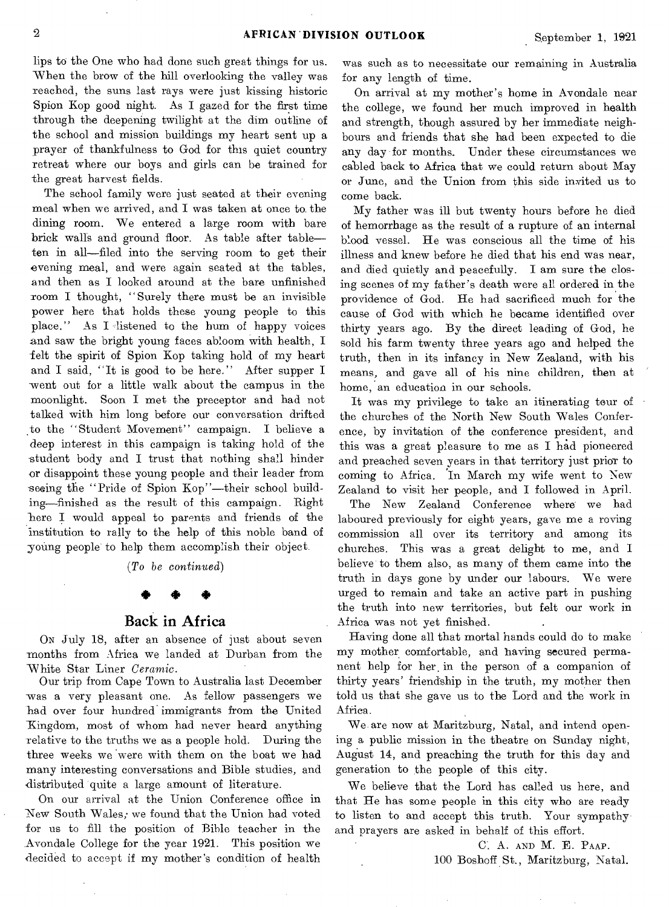lips to the One who had done such great things for us. When the brow of the hill overlooking the valley was reached, the suns last rays were just kissing historic Spion Kop good night. As I gazed for the first time through the deepening twilight at the dim outline of the school and mission buildings my heart sent up a prayer of thankfulness to God for this quiet country retreat where our boys and girls can be trained for the great harvest fields.

The school family were just seated at their evening meal when we arrived, and I was taken at once to the dining room. We entered a large room with bare brick walls and ground floor. As table after table—ten in all—filed into the serving room to get their evening meal, and were again seated at the tables, and then as I looked around at the bare unfinished room I thought, "Surely there must be an invisible power here that holds these young people to this place." As I listened to the hum of happy voices and saw the bright young faces abloom with health, I felt the spirit of Spion Kop taking hold of my heart and I said, "It is good to be here." After supper I went out for a little walk about the campus in the moonlight. Soon I met the preceptor and had not talked with him long before our conversation drifted to the "Student Movement" campaign. I believe a deep interest in this campaign is taking hold of the student body and I trust that nothing shall hinder or disappoint these young people and their leader from seeing the "Pride of Spion Kop"—their school building—finished as the result of this campaign. Right here I would appeal to parents and friends of the institution to rally to the help of this noble band of young people to help them accomplish their object.

*(To be continued)*

\* \* \*

## Back in Africa

On July 18, after an absence of just about seven months from Africa we landed at Durban from the White Star Liner *Ceramic*.

Our trip from Cape Town to Australia last December was a very pleasant one. As fellow passengers we had over four hundred immigrants from the United Kingdom, most of whom had never heard anything relative to the truths we as a people hold. During the three weeks we were with them on the boat we had many interesting conversations and Bible studies, and distributed quite a large amount of literature.

On our arrival at the Union Conference office in New South Wales, we found that the Union had voted for us to fill the position of Bible teacher in the Avondale College for the year 1921. This position we decided to accept if my mother's condition of health was such as to necessitate our remaining in Australia for any length of time.

On arrival at my mother's home in Avondale near the college, we found her much improved in health and strength, though assured by her immediate neighbours and friends that she had been expected to die any day for months. Under these circumstances we cabled back to Africa that we could return about May or June, and the Union from this side invited us to come back.

My father was ill but twenty hours before he died of hemorrhage as the result of a rupture of an internal blood vessel. He was conscious all the time of his illness and knew before he died that his end was near, and died quietly and peacefully. I am sure the closing scenes of my father's death were all ordered in the providence of God. He had sacrificed much for the cause of God with which he became identified over thirty years ago. By the direct leading of God, he sold his farm twenty three years ago and helped the truth, then in its infancy in New Zealand, with his means, and gave all of his nine children, then at home, an education in our schools.

It was my privilege to take an itinerating tour of the churches of the North New South Wales Conference, by invitation of the conference president, and this was a great pleasure to me as I had pioneered and preached seven years in that territory just prior to coming to Africa. In March my wife went to New Zealand to visit her people, and I followed in April.

The New Zealand Conference where we had laboured previously for eight years, gave me a roving commission all over its territory and among its churches. This was a great delight to me, and I believe to them also, as many of them came into the truth in days gone by under our labours. We were urged to remain and take an active part in pushing the truth into new territories, but felt our work in Africa was not yet finished.

Having done all that mortal hands could do to make my mother comfortable, and having secured permanent help for her in the person of a companion of thirty years' friendship in the truth, my mother then told us that she gave us to the Lord and the work in Africa.

We are now at Maritzburg, Natal, and intend opening a public mission in the theatre on Sunday night, August 14, and preaching the truth for this day and generation to the people of this city.

We believe that the Lord has called us here, and that He has some people in this city who are ready to listen to and accept this truth. Your sympathy and prayers are asked in behalf of this effort.

C. A. and M. E. Paap.
100 Boshoff St., Maritzburg, Natal.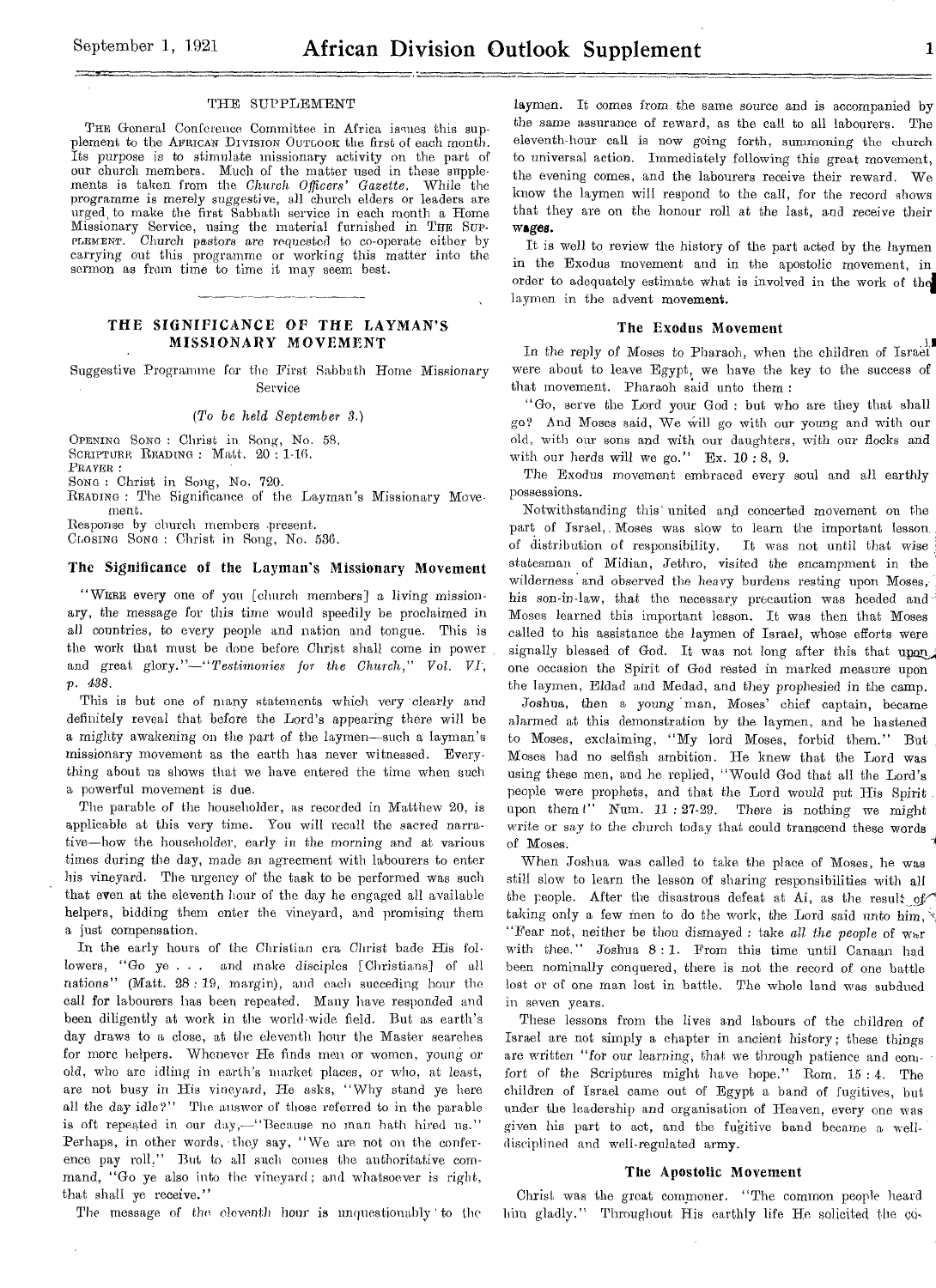## THE SUPPLEMENT

The General Conference Committee in Africa issues this supplement to the African Division Outlook the first of each month. Its purpose is to stimulate missionary activity on the part of our church members. Much of the matter used in these supplements is taken from the *Church Officers' Gazette*. While the programme is merely suggestive, all church elders or leaders are urged to make the first Sabbath service in each month a Home Missionary Service, using the material furnished in The Supplement. Church pastors are requested to co-operate either by carrying out this programme or working this matter into the sermon as from time to time it may seem best.

## THE SIGNIFICANCE OF THE LAYMAN'S MISSIONARY MOVEMENT

Suggestive Programme for the First Sabbath Home Missionary Service

*(To be held September 3.)*

Opening Song: Christ in Song, No. 58.
Scripture Reading: Matt. 20 : 1-16.
Prayer:
Song: Christ in Song, No. 720.
Reading: The Significance of the Layman's Missionary Movement.
Response by church members present.
Closing Song: Christ in Song, No. 536.

### The Significance of the Layman's Missionary Movement

"Were every one of you [church members] a living missionary, the message for this time would speedily be proclaimed in all countries, to every people and nation and tongue. This is the work that must be done before Christ shall come in power and great glory."—*"Testimonies for the Church," Vol. VI, p. 438.*

This is but one of many statements which very clearly and definitely reveal that before the Lord's appearing there will be a mighty awakening on the part of the laymen—such a layman's missionary movement as the earth has never witnessed. Everything about us shows that we have entered the time when such a powerful movement is due.

The parable of the householder, as recorded in Matthew 20, is applicable at this very time. You will recall the sacred narrative—how the householder, early in the morning and at various times during the day, made an agreement with labourers to enter his vineyard. The urgency of the task to be performed was such that even at the eleventh hour of the day he engaged all available helpers, bidding them enter the vineyard, and promising them a just compensation.

In the early hours of the Christian era Christ bade His followers, "Go ye . . . and make disciples [Christians] of all nations" (Matt. 28 : 19, margin), and each succeding hour the call for labourers has been repeated. Many have responded and been diligently at work in the world-wide field. But as earth's day draws to a close, at the eleventh hour the Master searches for more helpers. Whenever He finds men or women, young or old, who are idling in earth's market places, or who, at least, are not busy in His vineyard, He asks, "Why stand ye here all the day idle?" The answer of those referred to in the parable is oft repeated in our day,—"Because no man hath hired us." Perhaps, in other words, they say, "We are not on the conference pay roll." But to all such comes the authoritative command, "Go ye also into the vineyard; and whatsoever is right, that shall ye receive."

The message of the eleventh hour is unquestionably to the laymen. It comes from the same source and is accompanied by the same assurance of reward, as the call to all labourers. The eleventh-hour call is now going forth, summoning the church to universal action. Immediately following this great movement, the evening comes, and the labourers receive their reward. We know the laymen will respond to the call, for the record shows that they are on the honour roll at the last, and receive their **wages.**

It is well to review the history of the part acted by the laymen in the Exodus movement and in the apostolic movement, in order to adequately estimate what is involved in the work of the laymen in the advent **movement.**

### The Exodus Movement

In the reply of Moses to Pharaoh, when the children of Israel were about to leave Egypt, we have the key to the success of that movement. Pharaoh said unto them:

"Go, serve the Lord your God: but who are they that shall go? And Moses said, We will go with our young and with our old, with our sons and with our daughters, with our flocks and with our herds will we go." Ex. 10 : 8, 9.

The Exodus movement embraced every soul and all earthly possessions.

Notwithstanding this united and concerted movement on the part of Israel, Moses was slow to learn the important lesson of distribution of responsibility. It was not until that wise statesman of Midian, Jethro, visited the encampment in the wilderness and observed the heavy burdens resting upon Moses, his son-in-law, that the necessary precaution was heeded and Moses learned this important lesson. It was then that Moses called to his assistance the laymen of Israel, whose efforts were signally blessed of God. It was not long after this that upon one occasion the Spirit of God rested in marked measure upon the laymen, Eldad and Medad, and they prophesied in the camp.

Joshua, then a young man, Moses' chief captain, became alarmed at this demonstration by the laymen, and he hastened to Moses, exclaiming, "My lord Moses, forbid them." But Moses had no selfish ambition. He knew that the Lord was using these men, and he replied, "Would God that all the Lord's people were prophets, and that the Lord would put His Spirit upon them!" Num. 11 : 27-29. There is nothing we might write or say to the church today that could transcend these words of Moses.

When Joshua was called to take the place of Moses, he was still slow to learn the lesson of sharing responsibilities with all the people. After the disastrous defeat at Ai, as the result of taking only a few men to do the work, the Lord said unto him, "Fear not, neither be thou dismayed: take *all the people* of war with thee." Joshua 8 : 1. From this time until Canaan had been nominally conquered, there is not the record of one battle lost or of one man lost in battle. The whole land was subdued in seven years.

These lessons from the lives and labours of the children of Israel are not simply a chapter in ancient history; these things are written "for our learning, that we through patience and comfort of the Scriptures might have hope." Rom. 15 : 4. The children of Israel came out of Egypt a band of fugitives, but under the leadership and organisation of Heaven, every one was given his part to act, and the fugitive band became a well-disciplined and well-regulated army.

### The Apostolic Movement

Christ was the great commoner. "The common people heard him gladly." Throughout His earthly life He solicited the co-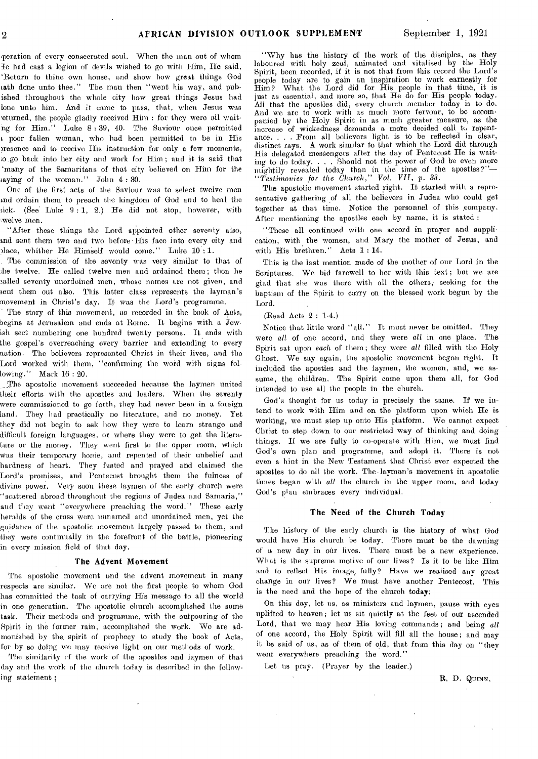operation of every consecrated soul. When the man out of whom He had cast a legion of devils wished to go with Him, He said, 'Return to thine own house, and show how great things God hath done unto thee." The man then "went his way, and published throughout the whole city how great things Jesus had done unto him. And it came to pass, that, when Jesus was returned, the people gladly received Him: for they were all waiting for Him." Luke 8: 39, 40. The Saviour once permitted a poor fallen woman, who had been permitted to be in His presence and to receive His instruction for only a few moments, to go back into her city and work for Him; and it is said that 'many of the Samaritans of that city believed on Him for the saying of the woman." John 4: 30.

One of the first acts of the Saviour was to select twelve men and ordain them to preach the kingdom of God and to heal the sick. (See Luke 9: 1, 2.) He did not stop, however, with twelve men.

"After these things the Lord appointed other seventy also, and sent them two and two before His face into every city and place, whither He Himself would come." Luke 10: 1.

The commission of the seventy was very similar to that of the twelve. He called twelve men and ordained them; then he called seventy unordained men, whose names are not given, and sent them out also. This latter class represents the layman's movement in Christ's day. It was the Lord's programme.

The story of this movement, as recorded in the book of Acts, begins at Jerusalem and ends at Rome. It begins with a Jewish sect numbering one hundred twenty persons. It ends with the gospel's overreaching every barrier and extending to every nation. The believers represented Christ in their lives, and the Lord worked with them, "confirming the word with signs following." Mark 16: 20.

The apostolic movement succeeded because the laymen united their efforts with the apostles and leaders. When the seventy were commissioned to go forth, they had never been in a foreign land. They had practically no literature, and no money. Yet they did not begin to ask how they were to learn strange and difficult foreign languages, or where they were to get the literature or the money. They went first to the upper room, which was their temporary home, and repented of their unbelief and hardness of heart. They fasted and prayed and claimed the Lord's promises, and Pentecost brought them the fulness of divine power. Very soon these laymen of the early church were "scattered abroad throughout the regions of Judea and Samaria," and they went "everywhere preaching the word." These early heralds of the cross were unnamed and unordained men, yet the guidance of the apostolic movement largely passed to them, and they were continually in the forefront of the battle, pioneering in every mission field of that day.

### The Advent Movement

The apostolic movement and the advent movement in many respects are similar. We are not the first people to whom God has committed the task of carrying His message to all the world in one generation. The apostolic church accomplished the same task. Their methods and programme, with the outpouring of the Spirit in the former rain, accomplished the work. We are admonished by the spirit of prophecy to study the book of Acts, for by so doing we may receive light on our methods of work.

The similarity of the work of the apostles and laymen of that day and the work of the church today is described in the following statement:

"Why has the history of the work of the disciples, as they laboured with holy zeal, animated and vitalised by the Holy Spirit, been recorded, if it is not that from this record the Lord's people today are to gain an inspiration to work earnestly for Him? What the Lord did for His people in that time, it is just as essential, and more so, that He do for His people today. All that the apostles did, every church member today is to do. And we are to work with as much more fervour, to be accompanied by the Holy Spirit in as much greater measure, as the increase of wickedness demands a more decided call to repentance. . . . From all believers light is to be reflected in clear, distinct rays. A work similar to that which the Lord did through His delegated messengers after the day of Pentecost He is waiting to do today. . . . Should not the power of God be even more mightily revealed today than in the time of the apostles?"—*"Testimonies for the Church," Vol. VII, p. 33.*

The apostolic movement started right. It started with a representative gathering of all the believers in Judea who could get together at that time. Notice the personnel of this company. After mentioning the apostles each by name, it is stated:

"These all continued with one accord in prayer and supplication, with the women, and Mary the mother of Jesus, and with His brethren." Acts 1: 14.

This is the last mention made of the mother of our Lord in the Scriptures. We bid farewell to her with this text; but we are glad that she was there with all the others, seeking for the baptism of the Spirit to carry on the blessed work begun by the Lord.

(Read Acts 2: 1-4.)

Notice that little word "all." It must never be omitted. They were *all* of one accord, and they were *all* in one place. The Spirit sat upon *each* of them; they were *all* filled with the Holy Ghost. We say again, the apostolic movement began right. It included the apostles and the laymen, the women, and, we assume, the children. The Spirit came upon them all, for God intended to use all the people in the church.

God's thought for us today is precisely the same. If we intend to work with Him and on the platform upon which He is working, we must step up onto His platform. We cannot expect Christ to step down to our restricted way of thinking and doing things. If we are fully to co-operate with Him, we must find God's own plan and programme, and adopt it. There is not even a hint in the New Testament that Christ ever expected the apostles to do all the work. The layman's movement in apostolic times began with *all* the church in the upper room, and today God's plan embraces every individual.

### The Need of the Church Today

The history of the early church is the history of what God would have His church be today. There must be the dawning of a new day in our lives. There must be a new experience. What is the supreme motive of our lives? Is it to be like Him and to reflect His image, fully? Have we realised any great change in our lives? We must have another Pentecost. This is the need and the hope of the church today.

On this day, let us, as ministers and laymen, pause with eyes uplifted to heaven; let us sit quietly at the feet of our ascended Lord, that we may hear His loving commands; and being *all* of one accord, the Holy Spirit will fill all the house; and may it be said of us, as of them of old, that from this day on "they went everywhere preaching the word."

Let us pray. (Prayer by the leader.)

R. D. Quinn.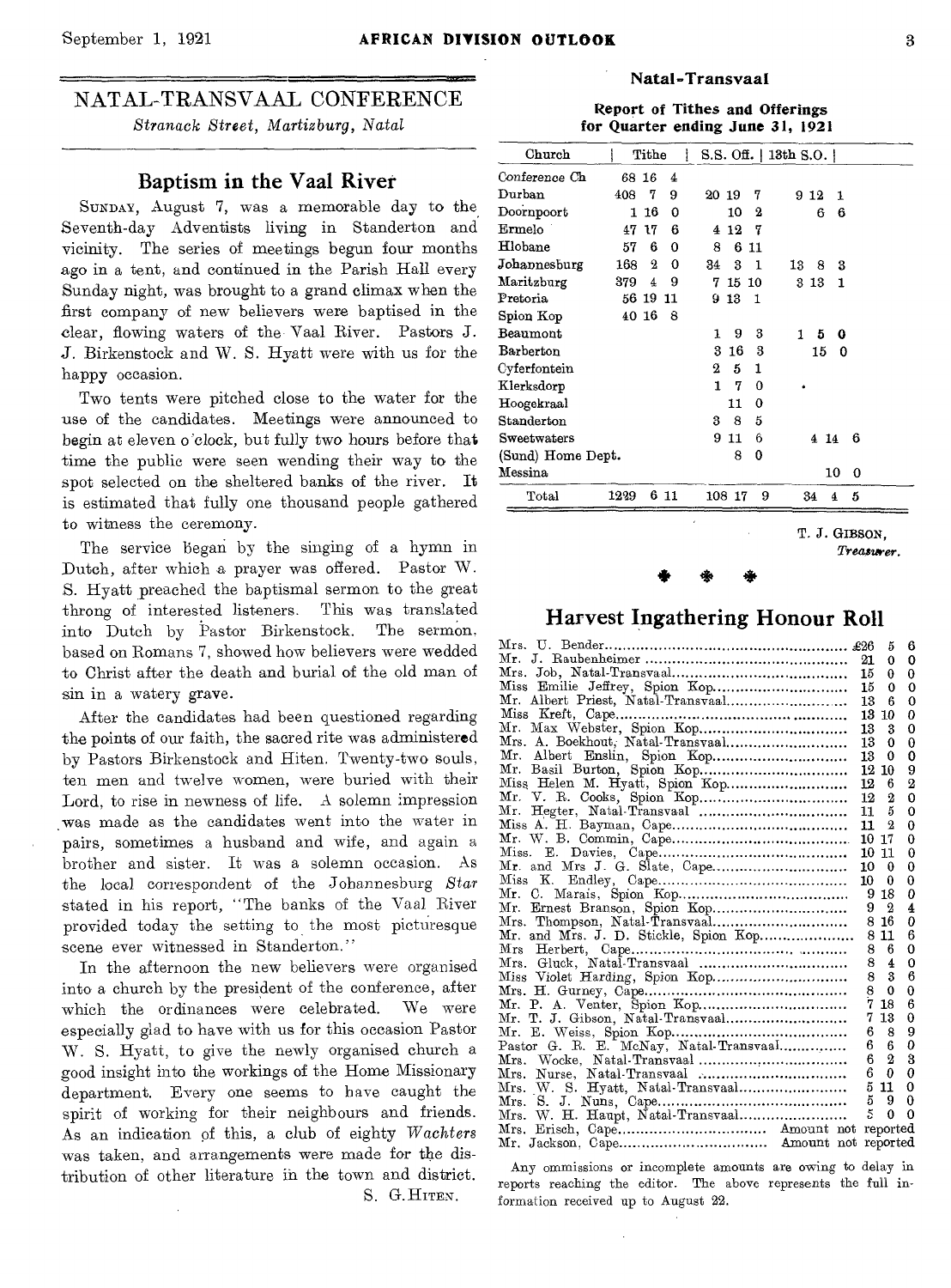## NATAL-TRANSVAAL CONFERENCE

*Stranack Street, Martizburg, Natal*

### Baptism in the Vaal River

SUNDAY, August 7, was a memorable day to the Seventh-day Adventists living in Standerton and vicinity. The series of meetings begun four months ago in a tent, and continued in the Parish Hall every Sunday night, was brought to a grand climax when the first company of new believers were baptised in the clear, flowing waters of the Vaal River. Pastors J. J. Birkenstock and W. S. Hyatt were with us for the happy occasion.

Two tents were pitched close to the water for the use of the candidates. Meetings were announced to begin at eleven o'clock, but fully two hours before that time the public were seen wending their way to the spot selected on the sheltered banks of the river. It is estimated that fully one thousand people gathered to witness the ceremony.

The service began by the singing of a hymn in Dutch, after which a prayer was offered. Pastor W. S. Hyatt preached the baptismal sermon to the great throng of interested listeners. This was translated into Dutch by Pastor Birkenstock. The sermon, based on Romans 7, showed how believers were wedded to Christ after the death and burial of the old man of sin in a watery grave.

After the candidates had been questioned regarding the points of our faith, the sacred rite was administered by Pastors Birkenstock and Hiten. Twenty-two souls, ten men and twelve women, were buried with their Lord, to rise in newness of life. A solemn impression was made as the candidates went into the water in pairs, sometimes a husband and wife, and again a brother and sister. It was a solemn occasion. As the local correspondent of the Johannesburg *Star* stated in his report, "The banks of the Vaal River provided today the setting to the most picturesque scene ever witnessed in Standerton."

In the afternoon the new believers were organised into a church by the president of the conference, after which the ordinances were celebrated. We were especially glad to have with us for this occasion Pastor W. S. Hyatt, to give the newly organised church a good insight into the workings of the Home Missionary department. Every one seems to have caught the spirit of working for their neighbours and friends. As an indication of this, a club of eighty *Wachters* was taken, and arrangements were made for the distribution of other literature in the town and district.

S. G. HITEN.

### Natal-Transvaal

**Report of Tithes and Offerings for Quarter ending June 31, 1921**

| Church | Tithe | S.S. Off. | 13th S.O. |
|---|---|---|---|
| Conference Ch | 68 16 4 | | |
| Durban | 408 7 9 | 20 19 7 | 9 12 1 |
| Doornpoort | 1 16 0 | 10 2 | 6 6 |
| Ermelo | 47 17 6 | 4 12 7 | |
| Hlobane | 57 6 0 | 8 6 11 | |
| Johannesburg | 168 2 0 | 34 3 1 | 13 8 3 |
| Maritzburg | 379 4 9 | 7 15 10 | 3 13 1 |
| Pretoria | 56 19 11 | 9 13 1 | |
| Spion Kop | 40 16 8 | | |
| Beaumont | | 1 9 3 | 1 5 0 |
| Barberton | | 3 16 3 | 15 0 |
| Cyferfontein | | 2 5 1 | |
| Klerksdorp | | 1 7 0 | |
| Hoogekraal | | 11 0 | |
| Standerton | | 3 8 5 | |
| Sweetwaters | | 9 11 6 | 4 14 6 |
| (Sund) Home Dept. | | 8 0 | |
| Messina | | | 10 0 |
| Total | 1229 6 11 | 108 17 9 | 34 4 5 |

T. J. GIBSON,
*Treasurer.*

### Harvest Ingathering Honour Roll

| Name | £ | s. | d. |
|---|---|---|---|
| Mrs. U. Bender | £26 | 5 | 6 |
| Mr. J. Raubenheimer | 21 | 0 | 0 |
| Mrs. Job, Natal-Transvaal | 15 | 0 | 0 |
| Miss Emilie Jeffrey, Spion Kop | 15 | 0 | 0 |
| Mr. Albert Priest, Natal-Transvaal | 13 | 6 | 0 |
| Miss Kreft, Cape | 13 | 10 | 0 |
| Mr. Max Webster, Spion Kop | 13 | 3 | 0 |
| Mrs. A. Boekhout, Natal-Transvaal | 13 | 0 | 0 |
| Mr. Albert Enslin, Spion Kop | 13 | 0 | 0 |
| Mr. Basil Burton, Spion Kop | 12 | 10 | 9 |
| Miss Helen M. Hyatt, Spion Kop | 12 | 6 | 2 |
| Mr. V. R. Cooks, Spion Kop | 12 | 2 | 0 |
| Mr. Hegter, Natal-Transvaal | 11 | 5 | 0 |
| Miss A. H. Bayman, Cape | 11 | 2 | 0 |
| Mr. W. B. Commin, Cape | 10 | 17 | 0 |
| Miss. E. Davies, Cape | 10 | 11 | 0 |
| Mr. and Mrs J. G. Slate, Cape | 10 | 0 | 0 |
| Miss K. Endley, Cape | 10 | 0 | 0 |
| Mr. C. Marais, Spion Kop | 9 | 18 | 0 |
| Mr. Ernest Branson, Spion Kop | 9 | 2 | 4 |
| Mrs. Thompson, Natal-Transvaal | 8 | 16 | 0 |
| Mr. and Mrs. J. D. Stickle, Spion Kop | 8 | 11 | 6 |
| Mrs Herbert, Cape | 8 | 6 | 0 |
| Mrs. Gluck, Natal-Transvaal | 8 | 4 | 0 |
| Miss Violet Harding, Spion Kop | 8 | 3 | 6 |
| Mrs. H. Gurney, Cape | 8 | 0 | 0 |
| Mr. P. A. Venter, Spion Kop | 7 | 18 | 6 |
| Mr. T. J. Gibson, Natal-Transvaal | 7 | 13 | 0 |
| Mr. E. Weiss, Spion Kop | 6 | 8 | 9 |
| Pastor G. R. E. McNay, Natal-Transvaal | 6 | 6 | 0 |
| Mrs. Wocke, Natal-Transvaal | 6 | 2 | 3 |
| Mrs. Nurse, Natal-Transvaal | 6 | 0 | 0 |
| Mrs. W. S. Hyatt, Natal-Transvaal | 5 | 11 | 0 |
| Mrs. S. J. Nuns, Cape | 5 | 9 | 0 |
| Mrs. W. H. Haupt, Natal-Transvaal | 5 | 0 | 0 |
| Mrs. Erisch, Cape | Amount not reported | | |
| Mr. Jackson, Cape | Amount not reported | | |

Any ommissions or incomplete amounts are owing to delay in reports reaching the editor. The above represents the full information received up to August 22.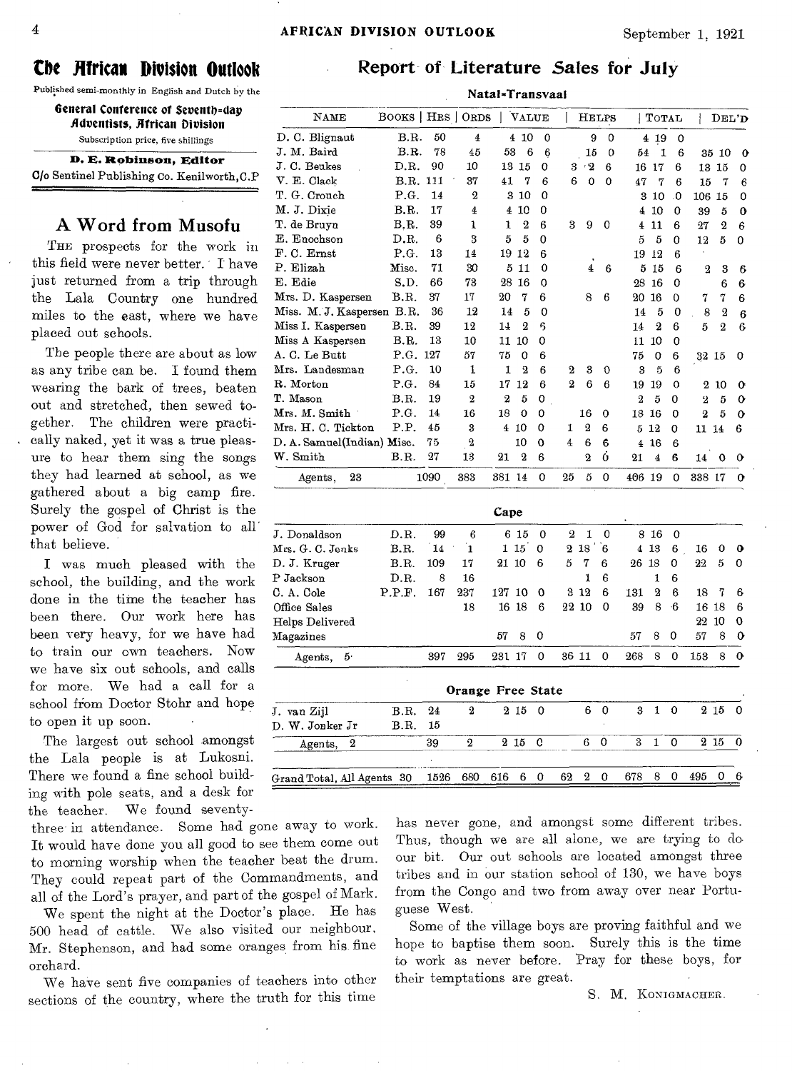# The African Division Outlook

Published semi-monthly in English and Dutch by the

**General Conference of Seventh-day Adventists, African Division**

Subscription price, five shillings

**D. E. Robinson, Editor**

C/o Sentinel Publishing Co. Kenilworth, C.P

## A Word from Musofu

THE prospects for the work in this field were never better. I have just returned from a trip through the Lala Country one hundred miles to the east, where we have placed out schools.

The people there are about as low as any tribe can be. I found them wearing the bark of trees, beaten out and stretched, then sewed together. The children were practically naked, yet it was a true pleasure to hear them sing the songs they had learned at school, as we gathered about a big camp fire. Surely the gospel of Christ is the power of God for salvation to all that believe.

I was much pleased with the school, the building, and the work done in the time the teacher has been there. Our work here has been very heavy, for we have had to train our own teachers. Now we have six out schools, and calls for more. We had a call for a school from Doctor Stohr and hope to open it up soon.

The largest out school amongst the Lala people is at Lukosni. There we found a fine school building with pole seats, and a desk for the teacher. We found seventy-three in attendance. Some had gone away to work. It would have done you all good to see them come out to morning worship when the teacher beat the drum. They could repeat part of the Commandments, and all of the Lord's prayer, and part of the gospel of Mark.

We spent the night at the Doctor's place. He has 500 head of cattle. We also visited our neighbour, Mr. Stephenson, and had some oranges from his fine orchard.

We have sent five companies of teachers into other sections of the country, where the truth for this time has never gone, and amongst some different tribes. Thus, though we are all alone, we are trying to do our bit. Our out schools are located amongst three tribes and in our station school of 130, we have boys from the Congo and two from away over near Portuguese West.

Some of the village boys are proving faithful and we hope to baptise them soon. Surely this is the time to work as never before. Pray for these boys, for their temptations are great.

S. M. KONIGMACHER.

## Report of Literature Sales for July

**Natal-Transvaal**

| NAME | BOOKS | HRS | ORDS | VALUE | HELPS | TOTAL | DEL'D |
|---|---|---|---|---|---|---|---|
| D. C. Blignaut | B.R. | 50 | 4 | 4 10 0 | 9 0 | 4 19 0 | |
| J. M. Baird | B.R. | 78 | 45 | 53 6 6 | 15 0 | 54 1 6 | 35 10 0 |
| J. C. Beukes | D.R. | 90 | 10 | 13 15 0 | 3 2 6 | 16 17 6 | 13 15 0 |
| V. E. Clack | B.R. | 111 | 37 | 41 7 6 | 6 0 0 | 47 7 6 | 15 7 6 |
| T. G. Crouch | P.G. | 14 | 2 | 3 10 0 | | 3 10 0 | 106 15 0 |
| M. J. Dixie | B.R. | 17 | 4 | 4 10 0 | | 4 10 0 | 39 5 0 |
| T. de Bruyn | B.R. | 39 | 1 | 1 2 6 | 3 9 0 | 4 11 6 | 27 2 6 |
| E. Enochson | D.R. | 6 | 3 | 5 5 0 | | 5 5 0 | 12 5 0 |
| F. C. Ernst | P.G. | 13 | 14 | 19 12 6 | | 19 12 6 | |
| P. Elizah | Misc. | 71 | 30 | 5 11 0 | 4 6 | 5 15 6 | 2 3 6 |
| E. Edie | S.D. | 66 | 73 | 28 16 0 | | 28 16 0 | 6 6 |
| Mrs. D. Kaspersen | B.R. | 37 | 17 | 20 7 6 | 8 6 | 20 16 0 | 7 7 6 |
| Miss. M. J. Kaspersen | B.R. | 36 | 12 | 14 5 0 | | 14 5 0 | 8 2 6 |
| Miss I. Kaspersen | B.R. | 39 | 12 | 14 2 6 | | 14 2 6 | 5 2 6 |
| Miss A Kaspersen | B.R. | 13 | 10 | 11 10 0 | | 11 10 0 | |
| A. C. Le Butt | P.G. | 127 | 57 | 75 0 6 | | 75 0 6 | 32 15 0 |
| Mrs. Landesman | P.G. | 10 | 1 | 1 2 6 | 2 3 0 | 3 5 6 | |
| R. Morton | P.G. | 84 | 15 | 17 12 6 | 2 6 6 | 19 19 0 | 2 10 0 |
| T. Mason | B.R. | 19 | 2 | 2 5 0 | | 2 5 0 | 2 5 0 |
| Mrs. M. Smith | P.G. | 14 | 16 | 18 0 0 | 16 0 | 18 16 0 | 2 5 0 |
| Mrs. H. C. Tickton | P.P. | 45 | 3 | 4 10 0 | 1 2 6 | 5 12 0 | 11 14 6 |
| D. A. Samuel (Indian) | Misc. | 75 | 2 | 10 0 | 4 6 6 | 4 16 6 | |
| W. Smith | B.R. | 27 | 13 | 21 2 6 | 2 0 | 21 4 6 | 14 0 0 |
| Agents, 23 | | 1090 | 383 | 381 14 0 | 25 5 0 | 406 19 0 | 338 17 0 |

**Cape**

| NAME | BOOKS | HRS | ORDS | VALUE | HELPS | TOTAL | DEL'D |
|---|---|---|---|---|---|---|---|
| J. Donaldson | D.R. | 99 | 6 | 6 15 0 | 2 1 0 | 8 16 0 | |
| Mrs. G. C. Jenks | B.R. | 14 | 1 | 1 15 0 | 2 18 6 | 4 13 6 | 16 0 0 |
| D. J. Kruger | B.R. | 109 | 17 | 21 10 6 | 5 7 6 | 26 18 0 | 22 5 0 |
| P Jackson | D.R. | 8 | 16 | | 1 6 | 1 6 | |
| C. A. Cole | P.P.F. | 167 | 237 | 127 10 0 | 3 12 6 | 131 2 6 | 18 7 6 |
| Office Sales | | | 18 | 16 18 6 | 22 10 0 | 39 8 6 | 16 18 6 |
| Helps Delivered | | | | | | | 22 10 0 |
| Magazines | | | | 57 8 0 | | 57 8 0 | 57 8 0 |
| Agents, 5 | | 397 | 295 | 231 17 0 | 36 11 0 | 268 8 0 | 153 8 0 |

**Orange Free State**

| NAME | BOOKS | HRS | ORDS | VALUE | HELPS | TOTAL | DEL'D |
|---|---|---|---|---|---|---|---|
| J. van Zijl | B.R. | 24 | 2 | 2 15 0 | 6 0 | 3 1 0 | 2 15 0 |
| D. W. Jonker Jr | B.R. | 15 | | | | | |
| Agents, 2 | | 39 | 2 | 2 15 0 | 6 0 | 3 1 0 | 2 15 0 |
| Grand Total, All Agents 30 | | 1526 | 680 | 616 6 0 | 62 2 0 | 678 8 0 | 495 0 6 |